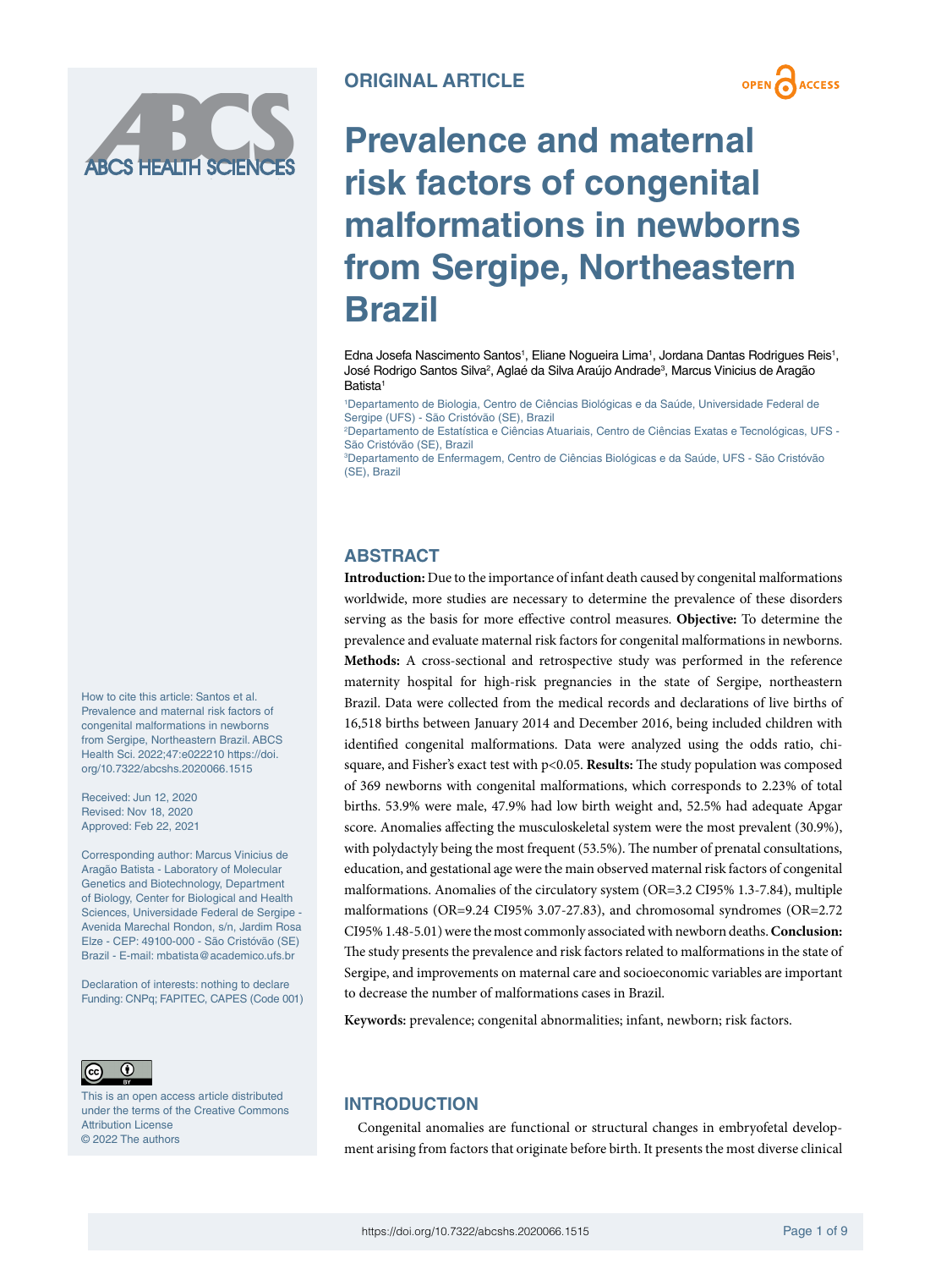ORIGINAL ARTICLE

# Prevalence and maternal risk factors of congenital malformations in newborns from Sergipe, Northeastern Brazil

Edna Josefa Nascimento Santos[1], Eliane Nogueira Lima[1], Jordana Dantas Rodrigues Reis[1], José Rodrigo Santos Silva[2], Aglaé da Silva Araújo Andrade[3], Marcus Vinicius de Aragão Batista[1]

[1]Departamento de Biologia, Centro de Ciências Biológicas e da Saúde, Universidade Federal de Sergipe (UFS) - São Cristóvão (SE), Brazil

[2]Departamento de Estatística e Ciências Atuariais, Centro de Ciências Exatas e Tecnológicas, UFS - São Cristóvão (SE), Brazil

[3]Departamento de Enfermagem, Centro de Ciências Biológicas e da Saúde, UFS - São Cristóvão (SE), Brazil

How to cite this article: Santos et al. Prevalence and maternal risk factors of congenital malformations in newborns from Sergipe, Northeastern Brazil. ABCS Health Sci. 2022;47:e022210 https://doi.org/10.7322/abcshs.2020066.1515

Received: Jun 12, 2020
Revised: Nov 18, 2020
Approved: Feb 22, 2021

Corresponding author: Marcus Vinicius de Aragão Batista - Laboratory of Molecular Genetics and Biotechnology, Department of Biology, Center for Biological and Health Sciences, Universidade Federal de Sergipe - Avenida Marechal Rondon, s/n, Jardim Rosa Elze - CEP: 49100-000 - São Cristóvão (SE) Brazil - E-mail: mbatista@academico.ufs.br

Declaration of interests: nothing to declare
Funding: CNPq; FAPITEC, CAPES (Code 001)

This is an open access article distributed under the terms of the Creative Commons Attribution License
© 2022 The authors

## ABSTRACT

**Introduction:** Due to the importance of infant death caused by congenital malformations worldwide, more studies are necessary to determine the prevalence of these disorders serving as the basis for more effective control measures. **Objective:** To determine the prevalence and evaluate maternal risk factors for congenital malformations in newborns. **Methods:** A cross-sectional and retrospective study was performed in the reference maternity hospital for high-risk pregnancies in the state of Sergipe, northeastern Brazil. Data were collected from the medical records and declarations of live births of 16,518 births between January 2014 and December 2016, being included children with identified congenital malformations. Data were analyzed using the odds ratio, chi-square, and Fisher's exact test with $p<0.05$. **Results:** The study population was composed of 369 newborns with congenital malformations, which corresponds to 2.23% of total births. 53.9% were male, 47.9% had low birth weight and, 52.5% had adequate Apgar score. Anomalies affecting the musculoskeletal system were the most prevalent (30.9%), with polydactyly being the most frequent (53.5%). The number of prenatal consultations, education, and gestational age were the main observed maternal risk factors of congenital malformations. Anomalies of the circulatory system (OR=3.2 CI95% 1.3-7.84), multiple malformations (OR=9.24 CI95% 3.07-27.83), and chromosomal syndromes (OR=2.72 CI95% 1.48-5.01) were the most commonly associated with newborn deaths. **Conclusion:** The study presents the prevalence and risk factors related to malformations in the state of Sergipe, and improvements on maternal care and socioeconomic variables are important to decrease the number of malformations cases in Brazil.

**Keywords:** prevalence; congenital abnormalities; infant, newborn; risk factors.

## INTRODUCTION

Congenital anomalies are functional or structural changes in embryofetal development arising from factors that originate before birth. It presents the most diverse clinical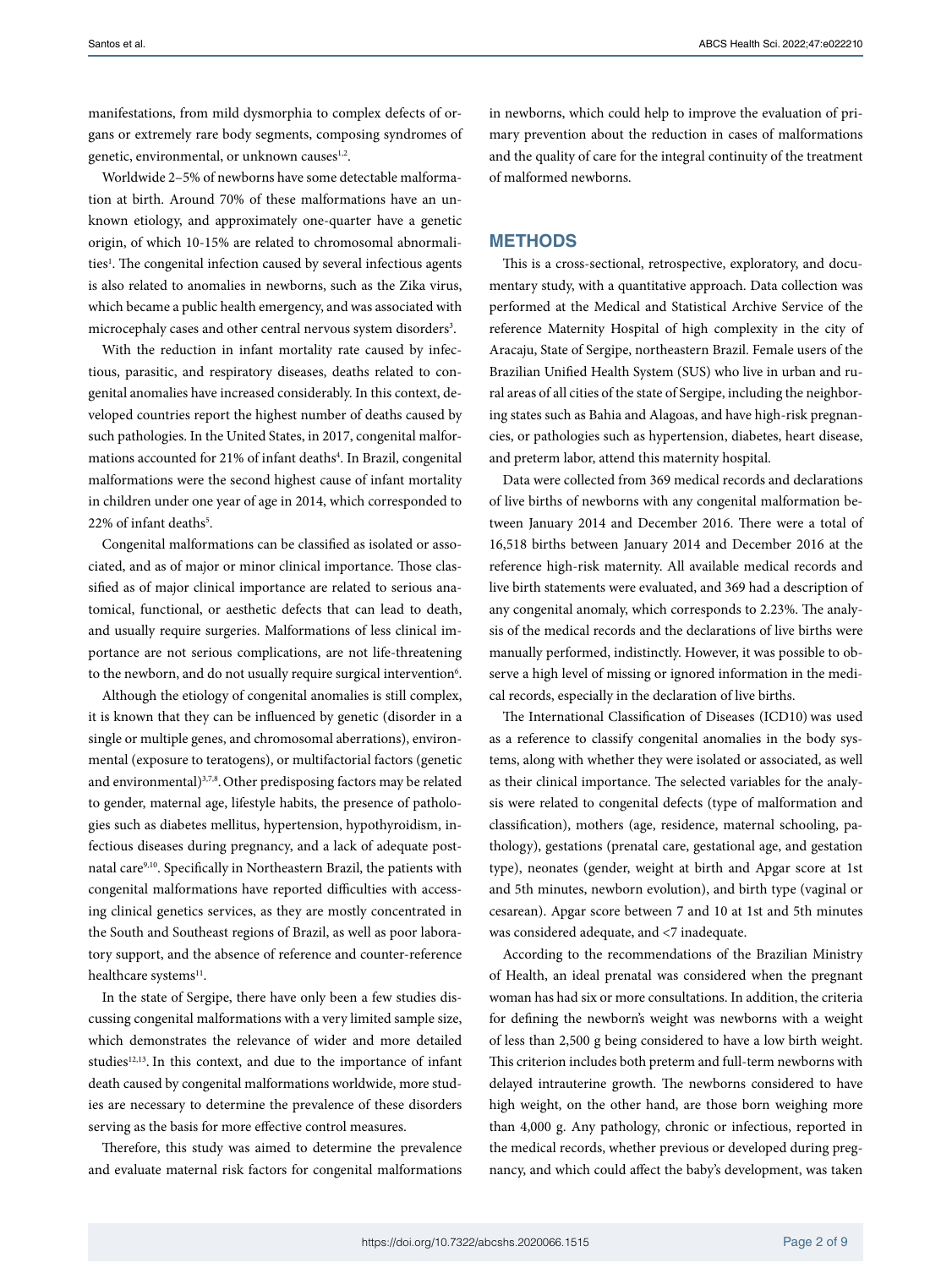manifestations, from mild dysmorphia to complex defects of organs or extremely rare body segments, composing syndromes of genetic, environmental, or unknown causes[1,2].

Worldwide 2–5% of newborns have some detectable malformation at birth. Around 70% of these malformations have an unknown etiology, and approximately one-quarter have a genetic origin, of which 10-15% are related to chromosomal abnormalities[1]. The congenital infection caused by several infectious agents is also related to anomalies in newborns, such as the Zika virus, which became a public health emergency, and was associated with microcephaly cases and other central nervous system disorders[3].

With the reduction in infant mortality rate caused by infectious, parasitic, and respiratory diseases, deaths related to congenital anomalies have increased considerably. In this context, developed countries report the highest number of deaths caused by such pathologies. In the United States, in 2017, congenital malformations accounted for 21% of infant deaths[4]. In Brazil, congenital malformations were the second highest cause of infant mortality in children under one year of age in 2014, which corresponded to 22% of infant deaths[5].

Congenital malformations can be classified as isolated or associated, and as of major or minor clinical importance. Those classified as of major clinical importance are related to serious anatomical, functional, or aesthetic defects that can lead to death, and usually require surgeries. Malformations of less clinical importance are not serious complications, are not life-threatening to the newborn, and do not usually require surgical intervention[6].

Although the etiology of congenital anomalies is still complex, it is known that they can be influenced by genetic (disorder in a single or multiple genes, and chromosomal aberrations), environmental (exposure to teratogens), or multifactorial factors (genetic and environmental)[3,7,8]. Other predisposing factors may be related to gender, maternal age, lifestyle habits, the presence of pathologies such as diabetes mellitus, hypertension, hypothyroidism, infectious diseases during pregnancy, and a lack of adequate postnatal care[9,10]. Specifically in Northeastern Brazil, the patients with congenital malformations have reported difficulties with accessing clinical genetics services, as they are mostly concentrated in the South and Southeast regions of Brazil, as well as poor laboratory support, and the absence of reference and counter-reference healthcare systems[11].

In the state of Sergipe, there have only been a few studies discussing congenital malformations with a very limited sample size, which demonstrates the relevance of wider and more detailed studies[12,13]. In this context, and due to the importance of infant death caused by congenital malformations worldwide, more studies are necessary to determine the prevalence of these disorders serving as the basis for more effective control measures.

Therefore, this study was aimed to determine the prevalence and evaluate maternal risk factors for congenital malformations in newborns, which could help to improve the evaluation of primary prevention about the reduction in cases of malformations and the quality of care for the integral continuity of the treatment of malformed newborns.

## METHODS

This is a cross-sectional, retrospective, exploratory, and documentary study, with a quantitative approach. Data collection was performed at the Medical and Statistical Archive Service of the reference Maternity Hospital of high complexity in the city of Aracaju, State of Sergipe, northeastern Brazil. Female users of the Brazilian Unified Health System (SUS) who live in urban and rural areas of all cities of the state of Sergipe, including the neighboring states such as Bahia and Alagoas, and have high-risk pregnancies, or pathologies such as hypertension, diabetes, heart disease, and preterm labor, attend this maternity hospital.

Data were collected from 369 medical records and declarations of live births of newborns with any congenital malformation between January 2014 and December 2016. There were a total of 16,518 births between January 2014 and December 2016 at the reference high-risk maternity. All available medical records and live birth statements were evaluated, and 369 had a description of any congenital anomaly, which corresponds to 2.23%. The analysis of the medical records and the declarations of live births were manually performed, indistinctly. However, it was possible to observe a high level of missing or ignored information in the medical records, especially in the declaration of live births.

The International Classification of Diseases (ICD10) was used as a reference to classify congenital anomalies in the body systems, along with whether they were isolated or associated, as well as their clinical importance. The selected variables for the analysis were related to congenital defects (type of malformation and classification), mothers (age, residence, maternal schooling, pathology), gestations (prenatal care, gestational age, and gestation type), neonates (gender, weight at birth and Apgar score at 1st and 5th minutes, newborn evolution), and birth type (vaginal or cesarean). Apgar score between 7 and 10 at 1st and 5th minutes was considered adequate, and <7 inadequate.

According to the recommendations of the Brazilian Ministry of Health, an ideal prenatal was considered when the pregnant woman has had six or more consultations. In addition, the criteria for defining the newborn's weight was newborns with a weight of less than 2,500 g being considered to have a low birth weight. This criterion includes both preterm and full-term newborns with delayed intrauterine growth. The newborns considered to have high weight, on the other hand, are those born weighing more than 4,000 g. Any pathology, chronic or infectious, reported in the medical records, whether previous or developed during pregnancy, and which could affect the baby's development, was taken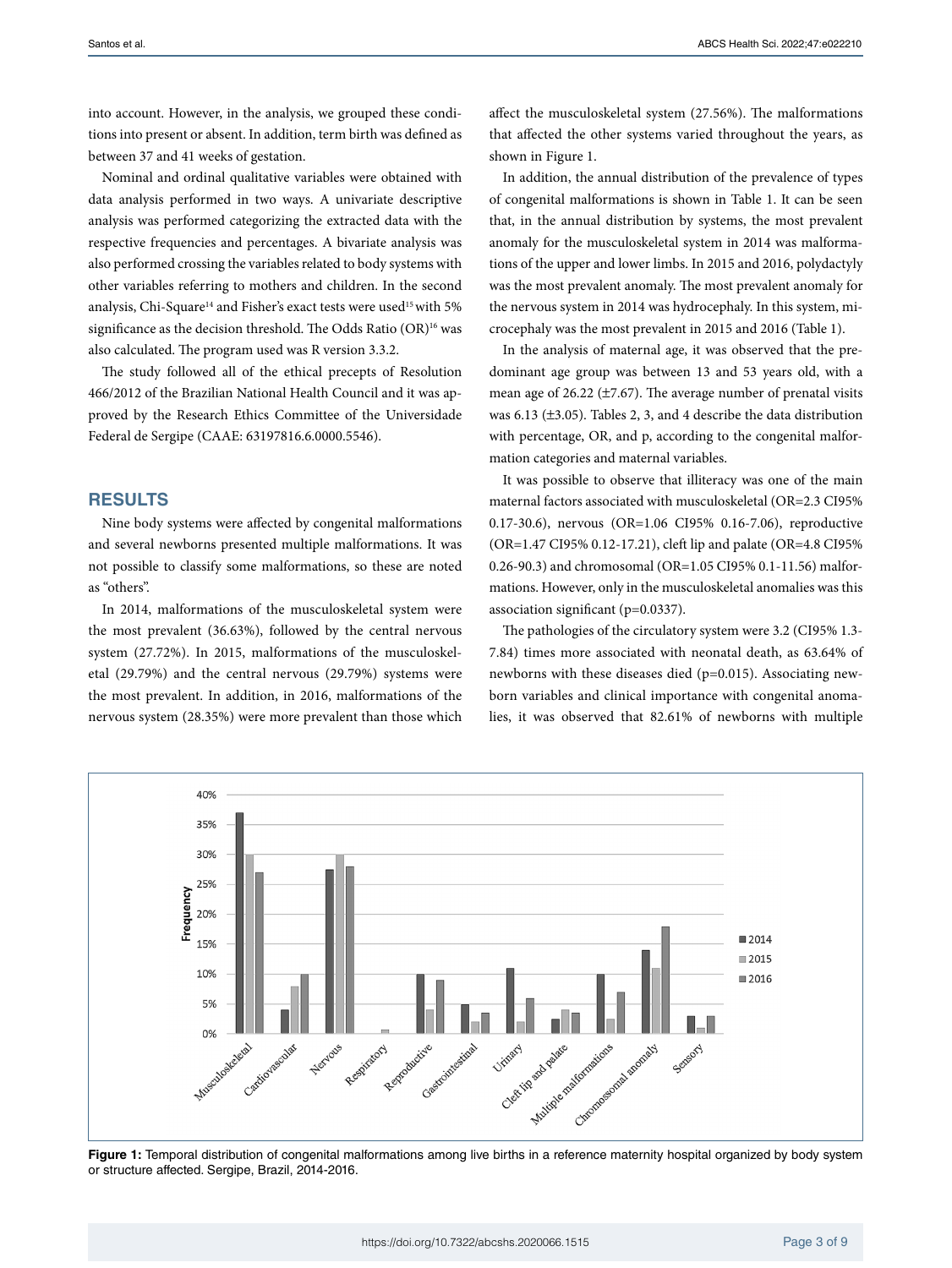into account. However, in the analysis, we grouped these conditions into present or absent. In addition, term birth was defined as between 37 and 41 weeks of gestation.

Nominal and ordinal qualitative variables were obtained with data analysis performed in two ways. A univariate descriptive analysis was performed categorizing the extracted data with the respective frequencies and percentages. A bivariate analysis was also performed crossing the variables related to body systems with other variables referring to mothers and children. In the second analysis, Chi-Square[14] and Fisher's exact tests were used[15] with 5% significance as the decision threshold. The Odds Ratio (OR)[16] was also calculated. The program used was R version 3.3.2.

The study followed all of the ethical precepts of Resolution 466/2012 of the Brazilian National Health Council and it was approved by the Research Ethics Committee of the Universidade Federal de Sergipe (CAAE: 63197816.6.0000.5546).

## RESULTS

Nine body systems were affected by congenital malformations and several newborns presented multiple malformations. It was not possible to classify some malformations, so these are noted as "others".

In 2014, malformations of the musculoskeletal system were the most prevalent (36.63%), followed by the central nervous system (27.72%). In 2015, malformations of the musculoskeletal (29.79%) and the central nervous (29.79%) systems were the most prevalent. In addition, in 2016, malformations of the nervous system (28.35%) were more prevalent than those which affect the musculoskeletal system (27.56%). The malformations that affected the other systems varied throughout the years, as shown in Figure 1.

In addition, the annual distribution of the prevalence of types of congenital malformations is shown in Table 1. It can be seen that, in the annual distribution by systems, the most prevalent anomaly for the musculoskeletal system in 2014 was malformations of the upper and lower limbs. In 2015 and 2016, polydactyly was the most prevalent anomaly. The most prevalent anomaly for the nervous system in 2014 was hydrocephaly. In this system, microcephaly was the most prevalent in 2015 and 2016 (Table 1).

In the analysis of maternal age, it was observed that the predominant age group was between 13 and 53 years old, with a mean age of 26.22 (±7.67). The average number of prenatal visits was 6.13 (±3.05). Tables 2, 3, and 4 describe the data distribution with percentage, OR, and p, according to the congenital malformation categories and maternal variables.

It was possible to observe that illiteracy was one of the main maternal factors associated with musculoskeletal (OR=2.3 CI95% 0.17-30.6), nervous (OR=1.06 CI95% 0.16-7.06), reproductive (OR=1.47 CI95% 0.12-17.21), cleft lip and palate (OR=4.8 CI95% 0.26-90.3) and chromosomal (OR=1.05 CI95% 0.1-11.56) malformations. However, only in the musculoskeletal anomalies was this association significant (p=0.0337).

The pathologies of the circulatory system were 3.2 (CI95% 1.3-7.84) times more associated with neonatal death, as 63.64% of newborns with these diseases died (p=0.015). Associating newborn variables and clinical importance with congenital anomalies, it was observed that 82.61% of newborns with multiple

**Figure 1:** Temporal distribution of congenital malformations among live births in a reference maternity hospital organized by body system or structure affected. Sergipe, Brazil, 2014-2016.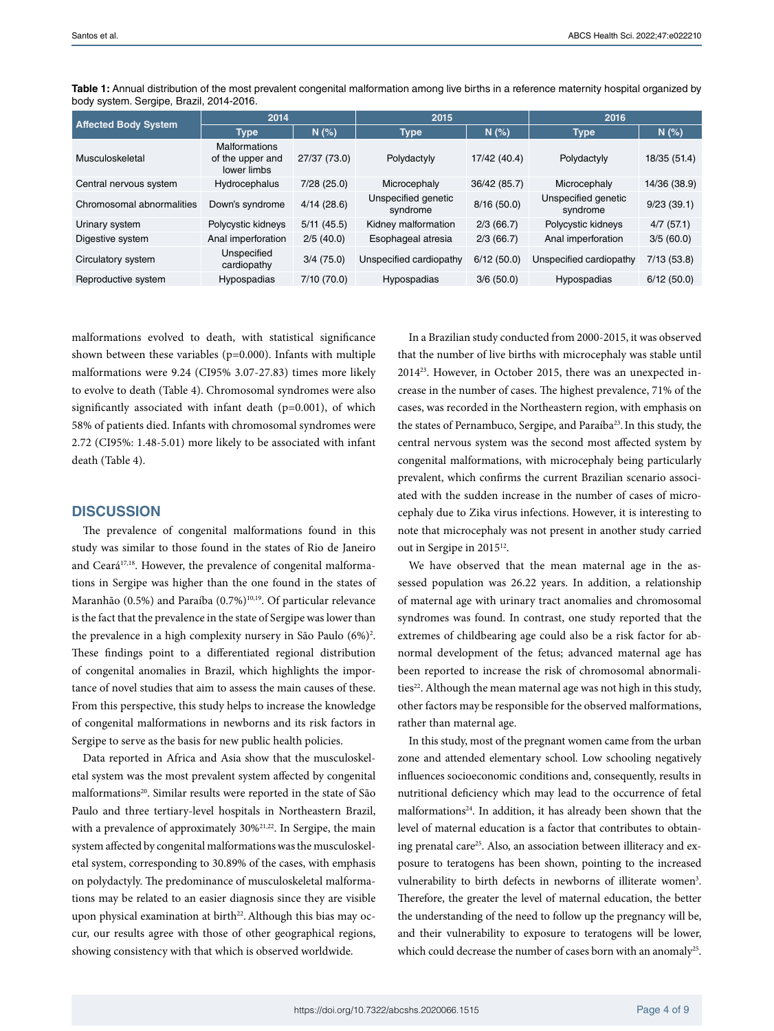**Table 1:** Annual distribution of the most prevalent congenital malformation among live births in a reference maternity hospital organized by body system. Sergipe, Brazil, 2014-2016.

| Affected Body System | 2014 | | 2015 | | 2016 | |
|---|---|---|---|---|---|---|
| | Type | N (%) | Type | N (%) | Type | N (%) |
| Musculoskeletal | Malformations of the upper and lower limbs | 27/37 (73.0) | Polydactyly | 17/42 (40.4) | Polydactyly | 18/35 (51.4) |
| Central nervous system | Hydrocephalus | 7/28 (25.0) | Microcephaly | 36/42 (85.7) | Microcephaly | 14/36 (38.9) |
| Chromosomal abnormalities | Down's syndrome | 4/14 (28.6) | Unspecified genetic syndrome | 8/16 (50.0) | Unspecified genetic syndrome | 9/23 (39.1) |
| Urinary system | Polycystic kidneys | 5/11 (45.5) | Kidney malformation | 2/3 (66.7) | Polycystic kidneys | 4/7 (57.1) |
| Digestive system | Anal imperforation | 2/5 (40.0) | Esophageal atresia | 2/3 (66.7) | Anal imperforation | 3/5 (60.0) |
| Circulatory system | Unspecified cardiopathy | 3/4 (75.0) | Unspecified cardiopathy | 6/12 (50.0) | Unspecified cardiopathy | 7/13 (53.8) |
| Reproductive system | Hypospadias | 7/10 (70.0) | Hypospadias | 3/6 (50.0) | Hypospadias | 6/12 (50.0) |

malformations evolved to death, with statistical significance shown between these variables (p=0.000). Infants with multiple malformations were 9.24 (CI95% 3.07-27.83) times more likely to evolve to death (Table 4). Chromosomal syndromes were also significantly associated with infant death (p=0.001), of which 58% of patients died. Infants with chromosomal syndromes were 2.72 (CI95%: 1.48-5.01) more likely to be associated with infant death (Table 4).

## DISCUSSION

The prevalence of congenital malformations found in this study was similar to those found in the states of Rio de Janeiro and Ceará[17,18]. However, the prevalence of congenital malformations in Sergipe was higher than the one found in the states of Maranhão (0.5%) and Paraíba (0.7%)[10,19]. Of particular relevance is the fact that the prevalence in the state of Sergipe was lower than the prevalence in a high complexity nursery in São Paulo (6%)[2]. These findings point to a differentiated regional distribution of congenital anomalies in Brazil, which highlights the importance of novel studies that aim to assess the main causes of these. From this perspective, this study helps to increase the knowledge of congenital malformations in newborns and its risk factors in Sergipe to serve as the basis for new public health policies.

Data reported in Africa and Asia show that the musculoskeletal system was the most prevalent system affected by congenital malformations[20]. Similar results were reported in the state of São Paulo and three tertiary-level hospitals in Northeastern Brazil, with a prevalence of approximately 30%[21,22]. In Sergipe, the main system affected by congenital malformations was the musculoskeletal system, corresponding to 30.89% of the cases, with emphasis on polydactyly. The predominance of musculoskeletal malformations may be related to an easier diagnosis since they are visible upon physical examination at birth[22]. Although this bias may occur, our results agree with those of other geographical regions, showing consistency with that which is observed worldwide.

In a Brazilian study conducted from 2000-2015, it was observed that the number of live births with microcephaly was stable until 2014[23]. However, in October 2015, there was an unexpected increase in the number of cases. The highest prevalence, 71% of the cases, was recorded in the Northeastern region, with emphasis on the states of Pernambuco, Sergipe, and Paraíba[23]. In this study, the central nervous system was the second most affected system by congenital malformations, with microcephaly being particularly prevalent, which confirms the current Brazilian scenario associated with the sudden increase in the number of cases of microcephaly due to Zika virus infections. However, it is interesting to note that microcephaly was not present in another study carried out in Sergipe in 2015[12].

We have observed that the mean maternal age in the assessed population was 26.22 years. In addition, a relationship of maternal age with urinary tract anomalies and chromosomal syndromes was found. In contrast, one study reported that the extremes of childbearing age could also be a risk factor for abnormal development of the fetus; advanced maternal age has been reported to increase the risk of chromosomal abnormalities[22]. Although the mean maternal age was not high in this study, other factors may be responsible for the observed malformations, rather than maternal age.

In this study, most of the pregnant women came from the urban zone and attended elementary school. Low schooling negatively influences socioeconomic conditions and, consequently, results in nutritional deficiency which may lead to the occurrence of fetal malformations[24]. In addition, it has already been shown that the level of maternal education is a factor that contributes to obtaining prenatal care[25]. Also, an association between illiteracy and exposure to teratogens has been shown, pointing to the increased vulnerability to birth defects in newborns of illiterate women[3]. Therefore, the greater the level of maternal education, the better the understanding of the need to follow up the pregnancy will be, and their vulnerability to exposure to teratogens will be lower, which could decrease the number of cases born with an anomaly[25].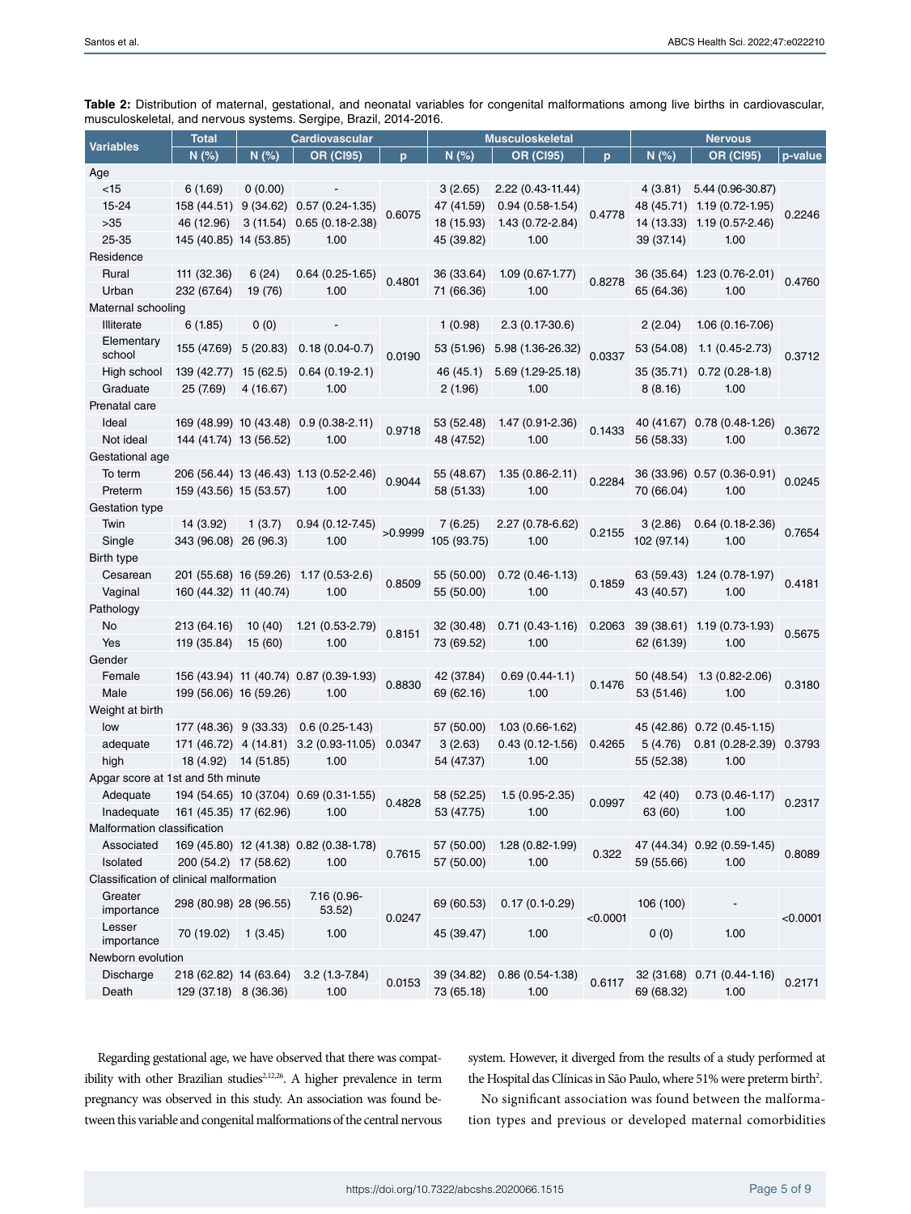**Table 2:** Distribution of maternal, gestational, and neonatal variables for congenital malformations among live births in cardiovascular, musculoskeletal, and nervous systems. Sergipe, Brazil, 2014-2016.

| Variables | Total | Cardiovascular | | | Musculoskeletal | | | Nervous | | |
|---|---|---|---|---|---|---|---|---|---|---|
| | N (%) | N (%) | OR (CI95) | p | N (%) | OR (CI95) | p | N (%) | OR (CI95) | p-value |
| Age | | | | | | | | | | |
| <15 | 6 (1.69) | 0 (0.00) | - | 0.6075 | 3 (2.65) | 2.22 (0.43-11.44) | 0.4778 | 4 (3.81) | 5.44 (0.96-30.87) | 0.2246 |
| 15-24 | 158 (44.51) | 9 (34.62) | 0.57 (0.24-1.35) | | 47 (41.59) | 0.94 (0.58-1.54) | | 48 (45.71) | 1.19 (0.72-1.95) | |
| >35 | 46 (12.96) | 3 (11.54) | 0.65 (0.18-2.38) | | 18 (15.93) | 1.43 (0.72-2.84) | | 14 (13.33) | 1.19 (0.57-2.46) | |
| 25-35 | 145 (40.85) | 14 (53.85) | 1.00 | | 45 (39.82) | 1.00 | | 39 (37.14) | 1.00 | |
| Residence | | | | | | | | | | |
| Rural | 111 (32.36) | 6 (24) | 0.64 (0.25-1.65) | 0.4801 | 36 (33.64) | 1.09 (0.67-1.77) | 0.8278 | 36 (35.64) | 1.23 (0.76-2.01) | 0.4760 |
| Urban | 232 (67.64) | 19 (76) | 1.00 | | 71 (66.36) | 1.00 | | 65 (64.36) | 1.00 | |
| Maternal schooling | | | | | | | | | | |
| Illiterate | 6 (1.85) | 0 (0) | - | 0.0190 | 1 (0.98) | 2.3 (0.17-30.6) | 0.0337 | 2 (2.04) | 1.06 (0.16-7.06) | 0.3712 |
| Elementary school | 155 (47.69) | 5 (20.83) | 0.18 (0.04-0.7) | | 53 (51.96) | 5.98 (1.36-26.32) | | 53 (54.08) | 1.1 (0.45-2.73) | |
| High school | 139 (42.77) | 15 (62.5) | 0.64 (0.19-2.1) | | 46 (45.1) | 5.69 (1.29-25.18) | | 35 (35.71) | 0.72 (0.28-1.8) | |
| Graduate | 25 (7.69) | 4 (16.67) | 1.00 | | 2 (1.96) | 1.00 | | 8 (8.16) | 1.00 | |
| Prenatal care | | | | | | | | | | |
| Ideal | 169 (48.99) | 10 (43.48) | 0.9 (0.38-2.11) | 0.9718 | 53 (52.48) | 1.47 (0.91-2.36) | 0.1433 | 40 (41.67) | 0.78 (0.48-1.26) | 0.3672 |
| Not ideal | 144 (41.74) | 13 (56.52) | 1.00 | | 48 (47.52) | 1.00 | | 56 (58.33) | 1.00 | |
| Gestational age | | | | | | | | | | |
| To term | 206 (56.44) | 13 (46.43) | 1.13 (0.52-2.46) | 0.9044 | 55 (48.67) | 1.35 (0.86-2.11) | 0.2284 | 36 (33.96) | 0.57 (0.36-0.91) | 0.0245 |
| Preterm | 159 (43.56) | 15 (53.57) | 1.00 | | 58 (51.33) | 1.00 | | 70 (66.04) | 1.00 | |
| Gestation type | | | | | | | | | | |
| Twin | 14 (3.92) | 1 (3.7) | 0.94 (0.12-7.45) | >0.9999 | 7 (6.25) | 2.27 (0.78-6.62) | 0.2155 | 3 (2.86) | 0.64 (0.18-2.36) | 0.7654 |
| Single | 343 (96.08) | 26 (96.3) | 1.00 | | 105 (93.75) | 1.00 | | 102 (97.14) | 1.00 | |
| Birth type | | | | | | | | | | |
| Cesarean | 201 (55.68) | 16 (59.26) | 1.17 (0.53-2.6) | 0.8509 | 55 (50.00) | 0.72 (0.46-1.13) | 0.1859 | 63 (59.43) | 1.24 (0.78-1.97) | 0.4181 |
| Vaginal | 160 (44.32) | 11 (40.74) | 1.00 | | 55 (50.00) | 1.00 | | 43 (40.57) | 1.00 | |
| Pathology | | | | | | | | | | |
| No | 213 (64.16) | 10 (40) | 1.21 (0.53-2.79) | 0.8151 | 32 (30.48) | 0.71 (0.43-1.16) | 0.2063 | 39 (38.61) | 1.19 (0.73-1.93) | 0.5675 |
| Yes | 119 (35.84) | 15 (60) | 1.00 | | 73 (69.52) | 1.00 | | 62 (61.39) | 1.00 | |
| Gender | | | | | | | | | | |
| Female | 156 (43.94) | 11 (40.74) | 0.87 (0.39-1.93) | 0.8830 | 42 (37.84) | 0.69 (0.44-1.1) | 0.1476 | 50 (48.54) | 1.3 (0.82-2.06) | 0.3180 |
| Male | 199 (56.06) | 16 (59.26) | 1.00 | | 69 (62.16) | 1.00 | | 53 (51.46) | 1.00 | |
| Weight at birth | | | | | | | | | | |
| low | 177 (48.36) | 9 (33.33) | 0.6 (0.25-1.43) | 0.0347 | 57 (50.00) | 1.03 (0.66-1.62) | 0.4265 | 45 (42.86) | 0.72 (0.45-1.15) | 0.3793 |
| adequate | 171 (46.72) | 4 (14.81) | 3.2 (0.93-11.05) | | 3 (2.63) | 0.43 (0.12-1.56) | | 5 (4.76) | 0.81 (0.28-2.39) | |
| high | 18 (4.92) | 14 (51.85) | 1.00 | | 54 (47.37) | 1.00 | | 55 (52.38) | 1.00 | |
| Apgar score at 1st and 5th minute | | | | | | | | | | |
| Adequate | 194 (54.65) | 10 (37.04) | 0.69 (0.31-1.55) | 0.4828 | 58 (52.25) | 1.5 (0.95-2.35) | 0.0997 | 42 (40) | 0.73 (0.46-1.17) | 0.2317 |
| Inadequate | 161 (45.35) | 17 (62.96) | 1.00 | | 53 (47.75) | 1.00 | | 63 (60) | 1.00 | |
| Malformation classification | | | | | | | | | | |
| Associated | 169 (45.80) | 12 (41.38) | 0.82 (0.38-1.78) | 0.7615 | 57 (50.00) | 1.28 (0.82-1.99) | 0.322 | 47 (44.34) | 0.92 (0.59-1.45) | 0.8089 |
| Isolated | 200 (54.2) | 17 (58.62) | 1.00 | | 57 (50.00) | 1.00 | | 59 (55.66) | 1.00 | |
| Classification of clinical malformation | | | | | | | | | | |
| Greater importance | 298 (80.98) | 28 (96.55) | 7.16 (0.96-53.52) | 0.0247 | 69 (60.53) | 0.17 (0.1-0.29) | <0.0001 | 106 (100) | - | <0.0001 |
| Lesser importance | 70 (19.02) | 1 (3.45) | 1.00 | | 45 (39.47) | 1.00 | | 0 (0) | 1.00 | |
| Newborn evolution | | | | | | | | | | |
| Discharge | 218 (62.82) | 14 (63.64) | 3.2 (1.3-7.84) | 0.0153 | 39 (34.82) | 0.86 (0.54-1.38) | 0.6117 | 32 (31.68) | 0.71 (0.44-1.16) | 0.2171 |
| Death | 129 (37.18) | 8 (36.36) | 1.00 | | 73 (65.18) | 1.00 | | 69 (68.32) | 1.00 | |

Regarding gestational age, we have observed that there was compatibility with other Brazilian studies[2,12,26]. A higher prevalence in term pregnancy was observed in this study. An association was found between this variable and congenital malformations of the central nervous system. However, it diverged from the results of a study performed at the Hospital das Clínicas in São Paulo, where 51% were preterm birth[2].

No significant association was found between the malformation types and previous or developed maternal comorbidities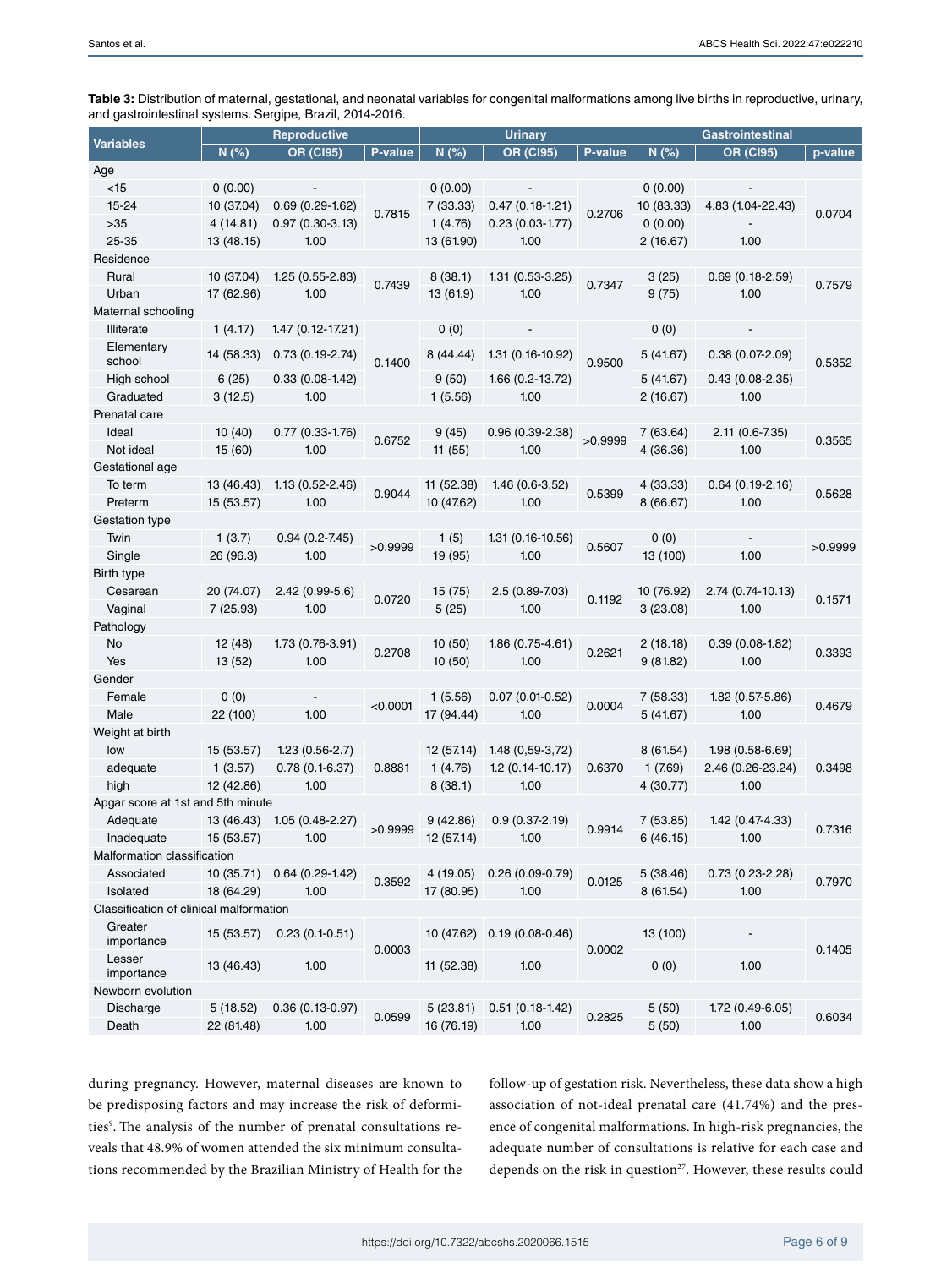**Table 3:** Distribution of maternal, gestational, and neonatal variables for congenital malformations among live births in reproductive, urinary, and gastrointestinal systems. Sergipe, Brazil, 2014-2016.

| Variables | Reproductive | | | Urinary | | | Gastrointestinal | | |
|---|---|---|---|---|---|---|---|---|---|
| | N (%) | OR (CI95) | P-value | N (%) | OR (CI95) | P-value | N (%) | OR (CI95) | p-value |
| **Age** | | | | | | | | | |
| <15 | 0 (0.00) | - | 0.7815 | 0 (0.00) | - | 0.2706 | 0 (0.00) | - | 0.0704 |
| 15-24 | 10 (37.04) | 0.69 (0.29-1.62) | | 7 (33.33) | 0.47 (0.18-1.21) | | 10 (83.33) | 4.83 (1.04-22.43) | |
| >35 | 4 (14.81) | 0.97 (0.30-3.13) | | 1 (4.76) | 0.23 (0.03-1.77) | | 0 (0.00) | - | |
| 25-35 | 13 (48.15) | 1.00 | | 13 (61.90) | 1.00 | | 2 (16.67) | 1.00 | |
| **Residence** | | | | | | | | | |
| Rural | 10 (37.04) | 1.25 (0.55-2.83) | 0.7439 | 8 (38.1) | 1.31 (0.53-3.25) | 0.7347 | 3 (25) | 0.69 (0.18-2.59) | 0.7579 |
| Urban | 17 (62.96) | 1.00 | | 13 (61.9) | 1.00 | | 9 (75) | 1.00 | |
| **Maternal schooling** | | | | | | | | | |
| Illiterate | 1 (4.17) | 1.47 (0.12-17.21) | 0.1400 | 0 (0) | - | 0.9500 | 0 (0) | - | 0.5352 |
| Elementary school | 14 (58.33) | 0.73 (0.19-2.74) | | 8 (44.44) | 1.31 (0.16-10.92) | | 5 (41.67) | 0.38 (0.07-2.09) | |
| High school | 6 (25) | 0.33 (0.08-1.42) | | 9 (50) | 1.66 (0.2-13.72) | | 5 (41.67) | 0.43 (0.08-2.35) | |
| Graduated | 3 (12.5) | 1.00 | | 1 (5.56) | 1.00 | | 2 (16.67) | 1.00 | |
| **Prenatal care** | | | | | | | | | |
| Ideal | 10 (40) | 0.77 (0.33-1.76) | 0.6752 | 9 (45) | 0.96 (0.39-2.38) | >0.9999 | 7 (63.64) | 2.11 (0.6-7.35) | 0.3565 |
| Not ideal | 15 (60) | 1.00 | | 11 (55) | 1.00 | | 4 (36.36) | 1.00 | |
| **Gestational age** | | | | | | | | | |
| To term | 13 (46.43) | 1.13 (0.52-2.46) | 0.9044 | 11 (52.38) | 1.46 (0.6-3.52) | 0.5399 | 4 (33.33) | 0.64 (0.19-2.16) | 0.5628 |
| Preterm | 15 (53.57) | 1.00 | | 10 (47.62) | 1.00 | | 8 (66.67) | 1.00 | |
| **Gestation type** | | | | | | | | | |
| Twin | 1 (3.7) | 0.94 (0.2-7.45) | >0.9999 | 1 (5) | 1.31 (0.16-10.56) | 0.5607 | 0 (0) | - | >0.9999 |
| Single | 26 (96.3) | 1.00 | | 19 (95) | 1.00 | | 13 (100) | 1.00 | |
| **Birth type** | | | | | | | | | |
| Cesarean | 20 (74.07) | 2.42 (0.99-5.6) | 0.0720 | 15 (75) | 2.5 (0.89-7.03) | 0.1192 | 10 (76.92) | 2.74 (0.74-10.13) | 0.1571 |
| Vaginal | 7 (25.93) | 1.00 | | 5 (25) | 1.00 | | 3 (23.08) | 1.00 | |
| **Pathology** | | | | | | | | | |
| No | 12 (48) | 1.73 (0.76-3.91) | 0.2708 | 10 (50) | 1.86 (0.75-4.61) | 0.2621 | 2 (18.18) | 0.39 (0.08-1.82) | 0.3393 |
| Yes | 13 (52) | 1.00 | | 10 (50) | 1.00 | | 9 (81.82) | 1.00 | |
| **Gender** | | | | | | | | | |
| Female | 0 (0) | - | <0.0001 | 1 (5.56) | 0.07 (0.01-0.52) | 0.0004 | 7 (58.33) | 1.82 (0.57-5.86) | 0.4679 |
| Male | 22 (100) | 1.00 | | 17 (94.44) | 1.00 | | 5 (41.67) | 1.00 | |
| **Weight at birth** | | | | | | | | | |
| low | 15 (53.57) | 1.23 (0.56-2.7) | 0.8881 | 12 (57.14) | 1.48 (0,59-3,72) | 0.6370 | 8 (61.54) | 1.98 (0.58-6.69) | 0.3498 |
| adequate | 1 (3.57) | 0.78 (0.1-6.37) | | 1 (4.76) | 1.2 (0.14-10.17) | | 1 (7.69) | 2.46 (0.26-23.24) | |
| high | 12 (42.86) | 1.00 | | 8 (38.1) | 1.00 | | 4 (30.77) | 1.00 | |
| **Apgar score at 1st and 5th minute** | | | | | | | | | |
| Adequate | 13 (46.43) | 1.05 (0.48-2.27) | >0.9999 | 9 (42.86) | 0.9 (0.37-2.19) | 0.9914 | 7 (53.85) | 1.42 (0.47-4.33) | 0.7316 |
| Inadequate | 15 (53.57) | 1.00 | | 12 (57.14) | 1.00 | | 6 (46.15) | 1.00 | |
| **Malformation classification** | | | | | | | | | |
| Associated | 10 (35.71) | 0.64 (0.29-1.42) | 0.3592 | 4 (19.05) | 0.26 (0.09-0.79) | 0.0125 | 5 (38.46) | 0.73 (0.23-2.28) | 0.7970 |
| Isolated | 18 (64.29) | 1.00 | | 17 (80.95) | 1.00 | | 8 (61.54) | 1.00 | |
| **Classification of clinical malformation** | | | | | | | | | |
| Greater importance | 15 (53.57) | 0.23 (0.1-0.51) | 0.0003 | 10 (47.62) | 0.19 (0.08-0.46) | 0.0002 | 13 (100) | - | 0.1405 |
| Lesser importance | 13 (46.43) | 1.00 | | 11 (52.38) | 1.00 | | 0 (0) | 1.00 | |
| **Newborn evolution** | | | | | | | | | |
| Discharge | 5 (18.52) | 0.36 (0.13-0.97) | 0.0599 | 5 (23.81) | 0.51 (0.18-1.42) | 0.2825 | 5 (50) | 1.72 (0.49-6.05) | 0.6034 |
| Death | 22 (81.48) | 1.00 | | 16 (76.19) | 1.00 | | 5 (50) | 1.00 | |

during pregnancy. However, maternal diseases are known to be predisposing factors and may increase the risk of deformities[9]. The analysis of the number of prenatal consultations reveals that 48.9% of women attended the six minimum consultations recommended by the Brazilian Ministry of Health for the follow-up of gestation risk. Nevertheless, these data show a high association of not-ideal prenatal care (41.74%) and the presence of congenital malformations. In high-risk pregnancies, the adequate number of consultations is relative for each case and depends on the risk in question[27]. However, these results could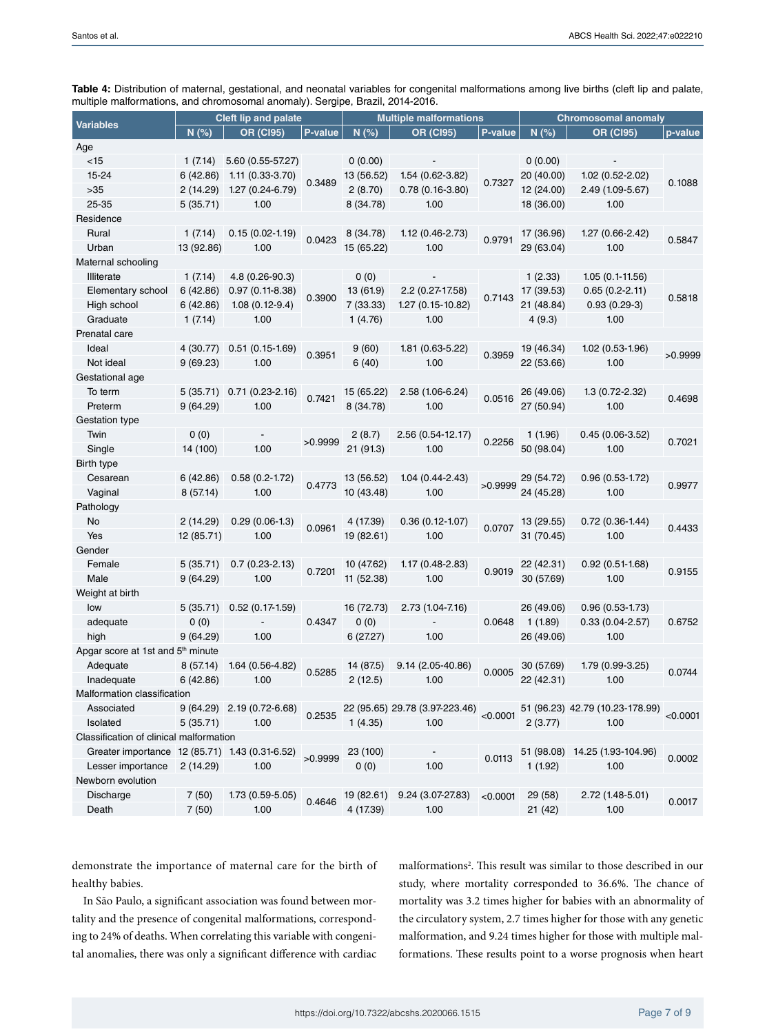**Table 4:** Distribution of maternal, gestational, and neonatal variables for congenital malformations among live births (cleft lip and palate, multiple malformations, and chromosomal anomaly). Sergipe, Brazil, 2014-2016.

| Variables | Cleft lip and palate | | | Multiple malformations | | | Chromosomal anomaly | | |
|---|---|---|---|---|---|---|---|---|---|
| | N (%) | OR (CI95) | P-value | N (%) | OR (CI95) | P-value | N (%) | OR (CI95) | p-value |
| Age | | | | | | | | | |
| <15 | 1 (7.14) | 5.60 (0.55-57.27) | 0.3489 | 0 (0.00) | - | 0.7327 | 0 (0.00) | - | 0.1088 |
| 15-24 | 6 (42.86) | 1.11 (0.33-3.70) | | 13 (56.52) | 1.54 (0.62-3.82) | | 20 (40.00) | 1.02 (0.52-2.02) | |
| >35 | 2 (14.29) | 1.27 (0.24-6.79) | | 2 (8.70) | 0.78 (0.16-3.80) | | 12 (24.00) | 2.49 (1.09-5.67) | |
| 25-35 | 5 (35.71) | 1.00 | | 8 (34.78) | 1.00 | | 18 (36.00) | 1.00 | |
| Residence | | | | | | | | | |
| Rural | 1 (7.14) | 0.15 (0.02-1.19) | 0.0423 | 8 (34.78) | 1.12 (0.46-2.73) | 0.9791 | 17 (36.96) | 1.27 (0.66-2.42) | 0.5847 |
| Urban | 13 (92.86) | 1.00 | | 15 (65.22) | 1.00 | | 29 (63.04) | 1.00 | |
| Maternal schooling | | | | | | | | | |
| Illiterate | 1 (7.14) | 4.8 (0.26-90.3) | 0.3900 | 0 (0) | - | 0.7143 | 1 (2.33) | 1.05 (0.1-11.56) | 0.5818 |
| Elementary school | 6 (42.86) | 0.97 (0.11-8.38) | | 13 (61.9) | 2.2 (0.27-17.58) | | 17 (39.53) | 0.65 (0.2-2.11) | |
| High school | 6 (42.86) | 1.08 (0.12-9.4) | | 7 (33.33) | 1.27 (0.15-10.82) | | 21 (48.84) | 0.93 (0.29-3) | |
| Graduate | 1 (7.14) | 1.00 | | 1 (4.76) | 1.00 | | 4 (9.3) | 1.00 | |
| Prenatal care | | | | | | | | | |
| Ideal | 4 (30.77) | 0.51 (0.15-1.69) | 0.3951 | 9 (60) | 1.81 (0.63-5.22) | 0.3959 | 19 (46.34) | 1.02 (0.53-1.96) | >0.9999 |
| Not ideal | 9 (69.23) | 1.00 | | 6 (40) | 1.00 | | 22 (53.66) | 1.00 | |
| Gestational age | | | | | | | | | |
| To term | 5 (35.71) | 0.71 (0.23-2.16) | 0.7421 | 15 (65.22) | 2.58 (1.06-6.24) | 0.0516 | 26 (49.06) | 1.3 (0.72-2.32) | 0.4698 |
| Preterm | 9 (64.29) | 1.00 | | 8 (34.78) | 1.00 | | 27 (50.94) | 1.00 | |
| Gestation type | | | | | | | | | |
| Twin | 0 (0) | - | >0.9999 | 2 (8.7) | 2.56 (0.54-12.17) | 0.2256 | 1 (1.96) | 0.45 (0.06-3.52) | 0.7021 |
| Single | 14 (100) | 1.00 | | 21 (91.3) | 1.00 | | 50 (98.04) | 1.00 | |
| Birth type | | | | | | | | | |
| Cesarean | 6 (42.86) | 0.58 (0.2-1.72) | 0.4773 | 13 (56.52) | 1.04 (0.44-2.43) | >0.9999 | 29 (54.72) | 0.96 (0.53-1.72) | 0.9977 |
| Vaginal | 8 (57.14) | 1.00 | | 10 (43.48) | 1.00 | | 24 (45.28) | 1.00 | |
| Pathology | | | | | | | | | |
| No | 2 (14.29) | 0.29 (0.06-1.3) | 0.0961 | 4 (17.39) | 0.36 (0.12-1.07) | 0.0707 | 13 (29.55) | 0.72 (0.36-1.44) | 0.4433 |
| Yes | 12 (85.71) | 1.00 | | 19 (82.61) | 1.00 | | 31 (70.45) | 1.00 | |
| Gender | | | | | | | | | |
| Female | 5 (35.71) | 0.7 (0.23-2.13) | 0.7201 | 10 (47.62) | 1.17 (0.48-2.83) | 0.9019 | 22 (42.31) | 0.92 (0.51-1.68) | 0.9155 |
| Male | 9 (64.29) | 1.00 | | 11 (52.38) | 1.00 | | 30 (57.69) | 1.00 | |
| Weight at birth | | | | | | | | | |
| low | 5 (35.71) | 0.52 (0.17-1.59) | 0.4347 | 16 (72.73) | 2.73 (1.04-7.16) | 0.0648 | 26 (49.06) | 0.96 (0.53-1.73) | 0.6752 |
| adequate | 0 (0) | - | | 0 (0) | - | | 1 (1.89) | 0.33 (0.04-2.57) | |
| high | 9 (64.29) | 1.00 | | 6 (27.27) | 1.00 | | 26 (49.06) | 1.00 | |
| Apgar score at 1st and 5th minute | | | | | | | | | |
| Adequate | 8 (57.14) | 1.64 (0.56-4.82) | 0.5285 | 14 (87.5) | 9.14 (2.05-40.86) | 0.0005 | 30 (57.69) | 1.79 (0.99-3.25) | 0.0744 |
| Inadequate | 6 (42.86) | 1.00 | | 2 (12.5) | 1.00 | | 22 (42.31) | 1.00 | |
| Malformation classification | | | | | | | | | |
| Associated | 9 (64.29) | 2.19 (0.72-6.68) | 0.2535 | 22 (95.65) | 29.78 (3.97-223.46) | <0.0001 | 51 (96.23) | 42.79 (10.23-178.99) | <0.0001 |
| Isolated | 5 (35.71) | 1.00 | | 1 (4.35) | 1.00 | | 2 (3.77) | 1.00 | |
| Classification of clinical malformation | | | | | | | | | |
| Greater importance | 12 (85.71) | 1.43 (0.31-6.52) | >0.9999 | 23 (100) | - | 0.0113 | 51 (98.08) | 14.25 (1.93-104.96) | 0.0002 |
| Lesser importance | 2 (14.29) | 1.00 | | 0 (0) | 1.00 | | 1 (1.92) | 1.00 | |
| Newborn evolution | | | | | | | | | |
| Discharge | 7 (50) | 1.73 (0.59-5.05) | 0.4646 | 19 (82.61) | 9.24 (3.07-27.83) | <0.0001 | 29 (58) | 2.72 (1.48-5.01) | 0.0017 |
| Death | 7 (50) | 1.00 | | 4 (17.39) | 1.00 | | 21 (42) | 1.00 | |

demonstrate the importance of maternal care for the birth of healthy babies.

In São Paulo, a significant association was found between mortality and the presence of congenital malformations, corresponding to 24% of deaths. When correlating this variable with congenital anomalies, there was only a significant difference with cardiac malformations[2]. This result was similar to those described in our study, where mortality corresponded to 36.6%. The chance of mortality was 3.2 times higher for babies with an abnormality of the circulatory system, 2.7 times higher for those with any genetic malformation, and 9.24 times higher for those with multiple malformations. These results point to a worse prognosis when heart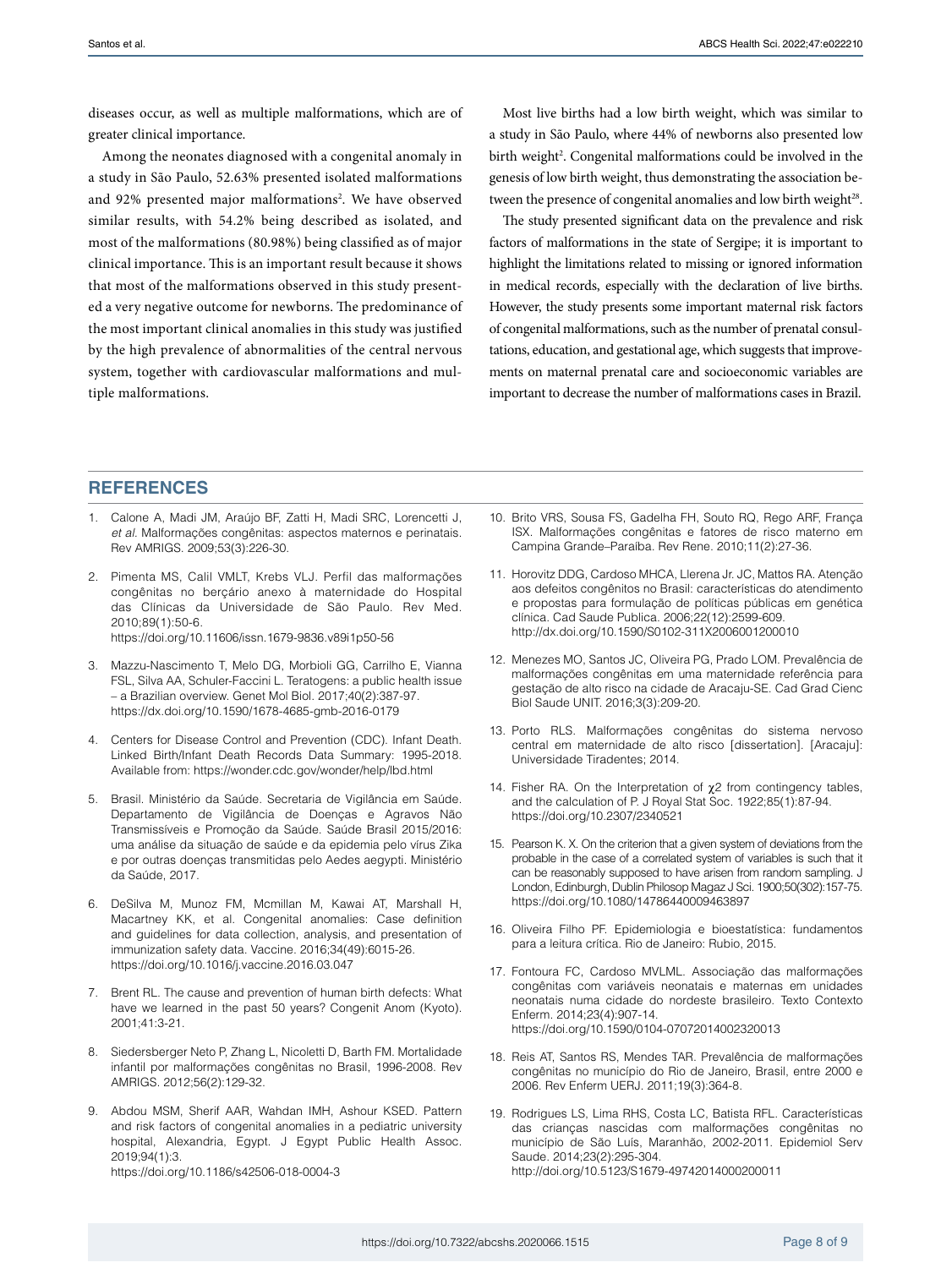diseases occur, as well as multiple malformations, which are of greater clinical importance.

Among the neonates diagnosed with a congenital anomaly in a study in São Paulo, 52.63% presented isolated malformations and 92% presented major malformations[2]. We have observed similar results, with 54.2% being described as isolated, and most of the malformations (80.98%) being classified as of major clinical importance. This is an important result because it shows that most of the malformations observed in this study presented a very negative outcome for newborns. The predominance of the most important clinical anomalies in this study was justified by the high prevalence of abnormalities of the central nervous system, together with cardiovascular malformations and multiple malformations.

Most live births had a low birth weight, which was similar to a study in São Paulo, where 44% of newborns also presented low birth weight[2]. Congenital malformations could be involved in the genesis of low birth weight, thus demonstrating the association between the presence of congenital anomalies and low birth weight[28].

The study presented significant data on the prevalence and risk factors of malformations in the state of Sergipe; it is important to highlight the limitations related to missing or ignored information in medical records, especially with the declaration of live births. However, the study presents some important maternal risk factors of congenital malformations, such as the number of prenatal consultations, education, and gestational age, which suggests that improvements on maternal prenatal care and socioeconomic variables are important to decrease the number of malformations cases in Brazil.

## REFERENCES

1. Calone A, Madi JM, Araújo BF, Zatti H, Madi SRC, Lorencetti J, *et al.* Malformações congênitas: aspectos maternos e perinatais. Rev AMRIGS. 2009;53(3):226-30.

2. Pimenta MS, Calil VMLT, Krebs VLJ. Perfil das malformações congênitas no berçário anexo à maternidade do Hospital das Clínicas da Universidade de São Paulo. Rev Med. 2010;89(1):50-6. https://doi.org/10.11606/issn.1679-9836.v89i1p50-56

3. Mazzu-Nascimento T, Melo DG, Morbioli GG, Carrilho E, Vianna FSL, Silva AA, Schuler-Faccini L. Teratogens: a public health issue – a Brazilian overview. Genet Mol Biol. 2017;40(2):387-97. https://dx.doi.org/10.1590/1678-4685-gmb-2016-0179

4. Centers for Disease Control and Prevention (CDC). Infant Death. Linked Birth/Infant Death Records Data Summary: 1995-2018. Available from: https://wonder.cdc.gov/wonder/help/lbd.html

5. Brasil. Ministério da Saúde. Secretaria de Vigilância em Saúde. Departamento de Vigilância de Doenças e Agravos Não Transmissíveis e Promoção da Saúde. Saúde Brasil 2015/2016: uma análise da situação de saúde e da epidemia pelo vírus Zika e por outras doenças transmitidas pelo Aedes aegypti. Ministério da Saúde, 2017.

6. DeSilva M, Munoz FM, Mcmillan M, Kawai AT, Marshall H, Macartney KK, et al. Congenital anomalies: Case definition and guidelines for data collection, analysis, and presentation of immunization safety data. Vaccine. 2016;34(49):6015-26. https://doi.org/10.1016/j.vaccine.2016.03.047

7. Brent RL. The cause and prevention of human birth defects: What have we learned in the past 50 years? Congenit Anom (Kyoto). 2001;41:3-21.

8. Siedersberger Neto P, Zhang L, Nicoletti D, Barth FM. Mortalidade infantil por malformações congênitas no Brasil, 1996-2008. Rev AMRIGS. 2012;56(2):129-32.

9. Abdou MSM, Sherif AAR, Wahdan IMH, Ashour KSED. Pattern and risk factors of congenital anomalies in a pediatric university hospital, Alexandria, Egypt. J Egypt Public Health Assoc. 2019;94(1):3. https://doi.org/10.1186/s42506-018-0004-3

10. Brito VRS, Sousa FS, Gadelha FH, Souto RQ, Rego ARF, França ISX. Malformações congênitas e fatores de risco materno em Campina Grande–Paraíba. Rev Rene. 2010;11(2):27-36.

11. Horovitz DDG, Cardoso MHCA, Llerena Jr. JC, Mattos RA. Atenção aos defeitos congênitos no Brasil: características do atendimento e propostas para formulação de políticas públicas em genética clínica. Cad Saude Publica. 2006;22(12):2599-609. http://dx.doi.org/10.1590/S0102-311X2006001200010

12. Menezes MO, Santos JC, Oliveira PG, Prado LOM. Prevalência de malformações congênitas em uma maternidade referência para gestação de alto risco na cidade de Aracaju-SE. Cad Grad Cienc Biol Saude UNIT. 2016;3(3):209-20.

13. Porto RLS. Malformações congênitas do sistema nervoso central em maternidade de alto risco [dissertation]. [Aracaju]: Universidade Tiradentes; 2014.

14. Fisher RA. On the Interpretation of $\chi 2$ from contingency tables, and the calculation of P. J Royal Stat Soc. 1922;85(1):87-94. https://doi.org/10.2307/2340521

15. Pearson K. X. On the criterion that a given system of deviations from the probable in the case of a correlated system of variables is such that it can be reasonably supposed to have arisen from random sampling. J London, Edinburgh, Dublin Philosop Magaz J Sci. 1900;50(302):157-75. https://doi.org/10.1080/14786440009463897

16. Oliveira Filho PF. Epidemiologia e bioestatística: fundamentos para a leitura crítica. Rio de Janeiro: Rubio, 2015.

17. Fontoura FC, Cardoso MVLML. Associação das malformações congênitas com variáveis neonatais e maternas em unidades neonatais numa cidade do nordeste brasileiro. Texto Contexto Enferm. 2014;23(4):907-14. https://doi.org/10.1590/0104-07072014002320013

18. Reis AT, Santos RS, Mendes TAR. Prevalência de malformações congênitas no município do Rio de Janeiro, Brasil, entre 2000 e 2006. Rev Enferm UERJ. 2011;19(3):364-8.

19. Rodrigues LS, Lima RHS, Costa LC, Batista RFL. Características das crianças nascidas com malformações congênitas no município de São Luís, Maranhão, 2002-2011. Epidemiol Serv Saude. 2014;23(2):295-304. http://doi.org/10.5123/S1679-49742014000200011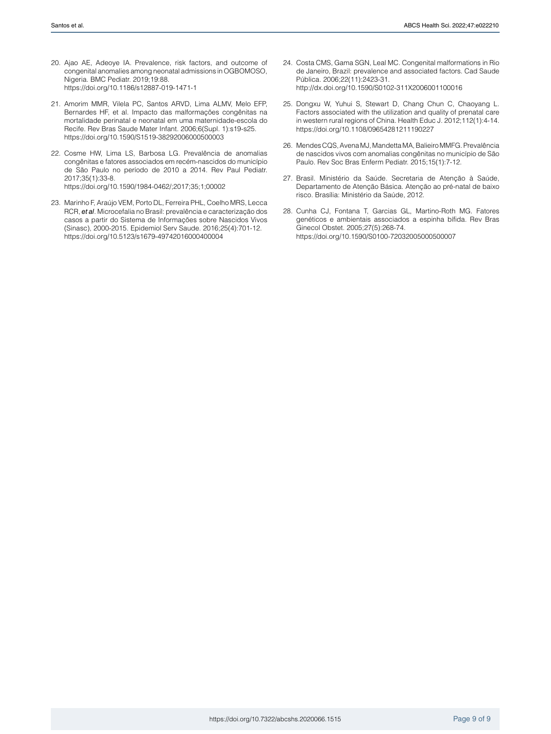20. Ajao AE, Adeoye IA. Prevalence, risk factors, and outcome of congenital anomalies among neonatal admissions in OGBOMOSO, Nigeria. BMC Pediatr. 2019;19:88. https://doi.org/10.1186/s12887-019-1471-1

21. Amorim MMR, Vilela PC, Santos ARVD, Lima ALMV, Melo EFP, Bernardes HF, et al. Impacto das malformações congênitas na mortalidade perinatal e neonatal em uma maternidade-escola do Recife. Rev Bras Saude Mater Infant. 2006;6(Supl. 1):s19-s25. https://doi.org/10.1590/S1519-38292006000500003

22. Cosme HW, Lima LS, Barbosa LG. Prevalência de anomalias congênitas e fatores associados em recém-nascidos do município de São Paulo no período de 2010 a 2014. Rev Paul Pediatr. 2017;35(1):33-8. https://doi.org/10.1590/1984-0462/;2017;35;1;00002

23. Marinho F, Araújo VEM, Porto DL, Ferreira PHL, Coelho MRS, Lecca RCR, ***et al***. Microcefalia no Brasil: prevalência e caracterização dos casos a partir do Sistema de Informações sobre Nascidos Vivos (Sinasc), 2000-2015. Epidemiol Serv Saude. 2016;25(4):701-12. https://doi.org/10.5123/s1679-49742016000400004

24. Costa CMS, Gama SGN, Leal MC. Congenital malformations in Rio de Janeiro, Brazil: prevalence and associated factors. Cad Saude Pública. 2006;22(11):2423-31. http://dx.doi.org/10.1590/S0102-311X2006001100016

25. Dongxu W, Yuhui S, Stewart D, Chang Chun C, Chaoyang L. Factors associated with the utilization and quality of prenatal care in western rural regions of China. Health Educ J. 2012;112(1):4-14. https://doi.org/10.1108/09654281211190227

26. Mendes CQS, Avena MJ, Mandetta MA, Balieiro MMFG. Prevalência de nascidos vivos com anomalias congênitas no município de São Paulo. Rev Soc Bras Enferm Pediatr. 2015;15(1):7-12.

27. Brasil. Ministério da Saúde. Secretaria de Atenção à Saúde, Departamento de Atenção Básica. Atenção ao pré-natal de baixo risco. Brasília: Ministério da Saúde, 2012.

28. Cunha CJ, Fontana T, Garcias GL, Martino-Roth MG. Fatores genéticos e ambientais associados a espinha bífida. Rev Bras Ginecol Obstet. 2005;27(5):268-74. https://doi.org/10.1590/S0100-72032005000500007